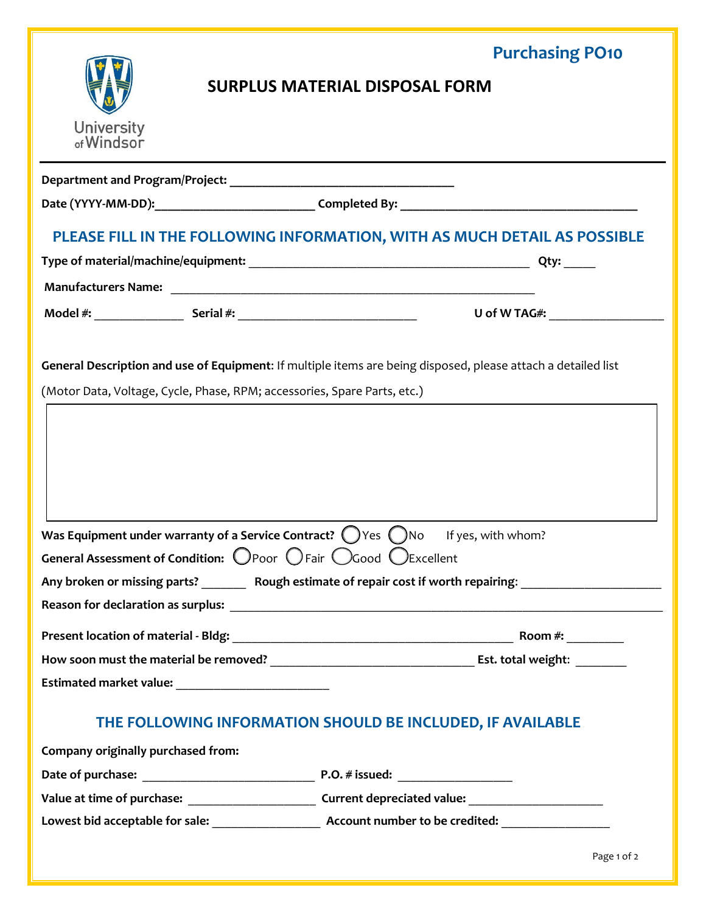Purchasing PO10

University of Windsor

# SURPLUS MATERIAL DISPOSAL FORM

**Department and Program/Project:** ___________________________________

**Date (YYYY-MM-DD):**________________________ **Completed By:** ___________________________________

## PLEASE FILL IN THE FOLLOWING INFORMATION, WITH AS MUCH DETAIL AS POSSIBLE

**Type of material/machine/equipment:** ___________________________________________ **Qty:** _____

**Manufacturers Name:** ________________________________________________________

**Model #:** ______________ **Serial #:** ____________________________ **U of W TAG#:** __________________

**General Description and use of Equipment**: If multiple items are being disposed, please attach a detailed list

(Motor Data, Voltage, Cycle, Phase, RPM; accessories, Spare Parts, etc.)

| |
|---|
| |

**Was Equipment under warranty of a Service Contract?** ◯ Yes ◯ No If yes, with whom?

**General Assessment of Condition:** ◯ Poor ◯ Fair ◯ Good ◯ Excellent

**Any broken or missing parts?** _______ **Rough estimate of repair cost if worth repairing**: _____________________

**Reason for declaration as surplus:** _____________________________________________________________________

**Present location of material - Bldg:** ____________________________________________ **Room #:** _________

**How soon must the material be removed?** ________________________________ **Est. total weight**: ________

**Estimated market value:** ________________________

## THE FOLLOWING INFORMATION SHOULD BE INCLUDED, IF AVAILABLE

**Company originally purchased from:**

**Date of purchase:** ___________________________ **P.O. # issued:** __________________

**Value at time of purchase:** ____________________ **Current depreciated value:** _____________________

**Lowest bid acceptable for sale:** _________________ **Account number to be credited:** _________________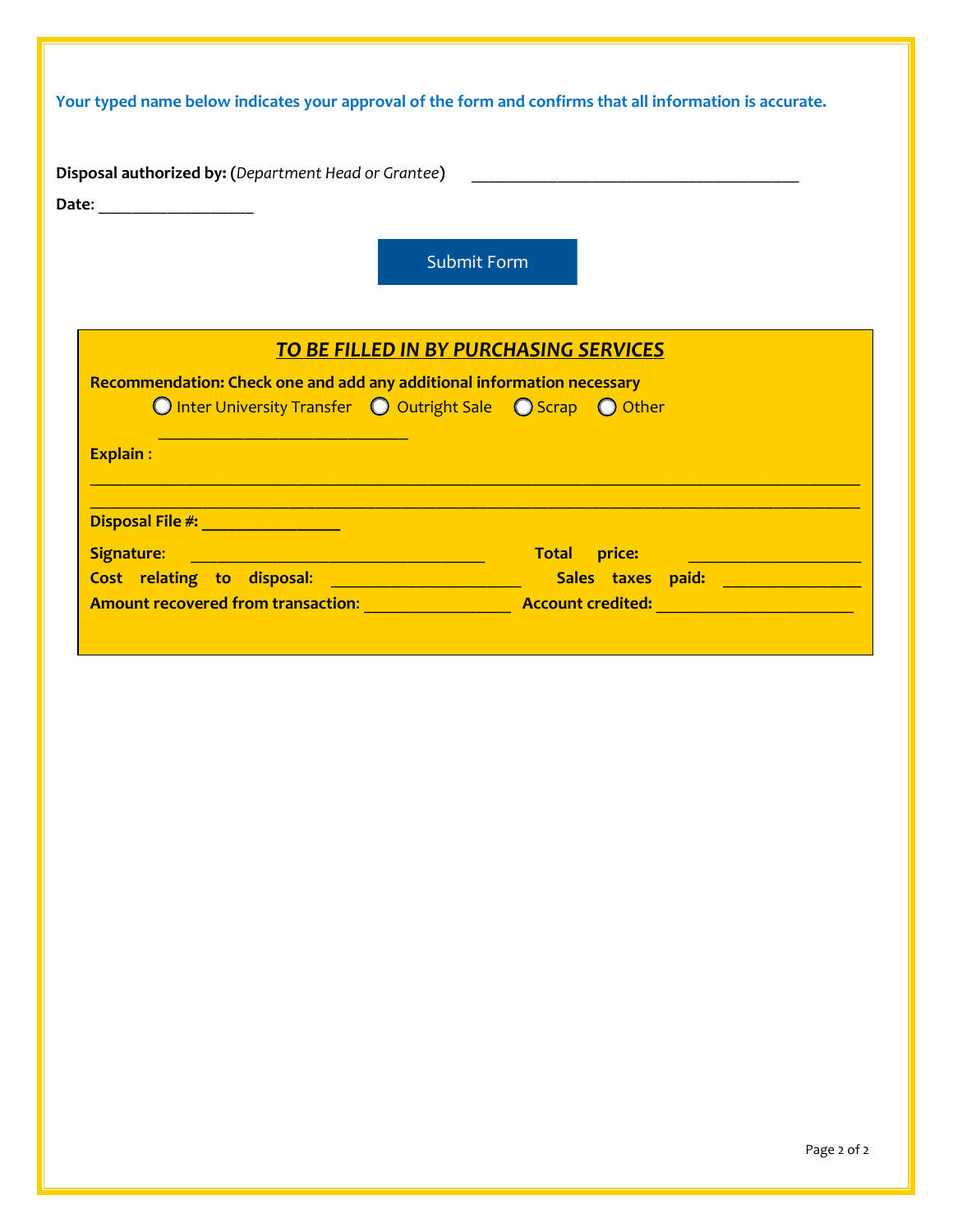**Your typed name below indicates your approval of the form and confirms that all information is accurate.**

**Disposal authorized by:** (*Department Head or Grantee*) ________________________________________

**Date:** ___________________

Submit Form

***TO BE FILLED IN BY PURCHASING SERVICES***

**Recommendation: Check one and add any additional information necessary**

○ Inter University Transfer ○ Outright Sale ○ Scrap ○ Other

_______________________________

**Explain :**

_______________________________________________________________________________________________

_______________________________________________________________________________________________

**Disposal File #:** _________________

**Signature:** ____________________________________ **Total price:** ___________________

**Cost relating to disposal:** _______________________ **Sales taxes paid:** _________________

**Amount recovered from transaction:** __________________ **Account credited:** ________________________